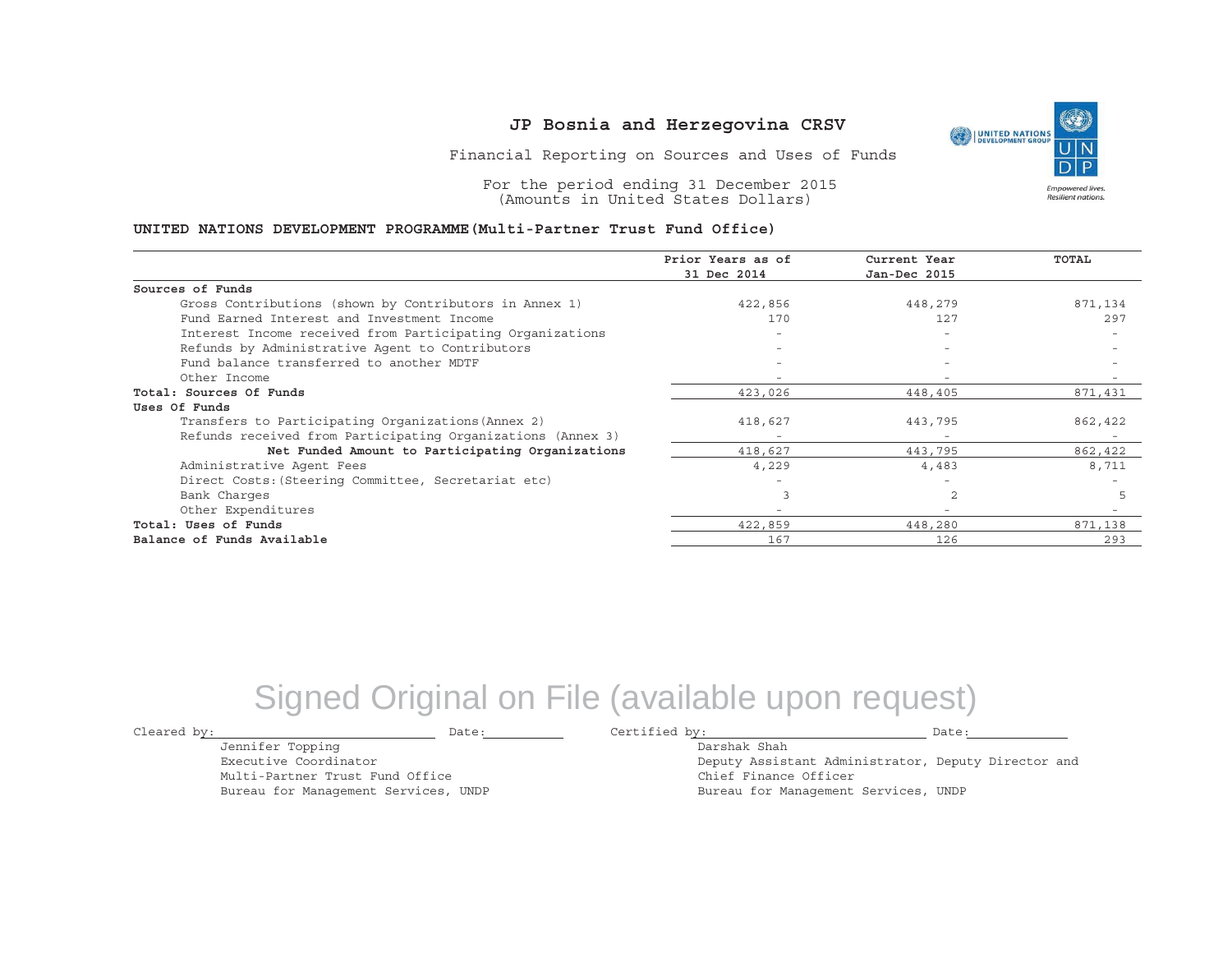# JP Bosnia and Herzegovina CRSV

Financial Reporting on Sources and Uses of Funds

For the period ending 31 December 2015
(Amounts in United States Dollars)

**UNITED NATIONS DEVELOPMENT PROGRAMME(Multi-Partner Trust Fund Office)**

| | Prior Years as of 31 Dec 2014 | Current Year Jan-Dec 2015 | TOTAL |
|---|---|---|---|
| **Sources of Funds** | | | |
| Gross Contributions (shown by Contributors in Annex 1) | 422,856 | 448,279 | 871,134 |
| Fund Earned Interest and Investment Income | 170 | 127 | 297 |
| Interest Income received from Participating Organizations | - | - | - |
| Refunds by Administrative Agent to Contributors | - | - | - |
| Fund balance transferred to another MDTF | - | - | - |
| Other Income | - | - | - |
| **Total: Sources Of Funds** | 423,026 | 448,405 | 871,431 |
| **Uses Of Funds** | | | |
| Transfers to Participating Organizations(Annex 2) | 418,627 | 443,795 | 862,422 |
| Refunds received from Participating Organizations (Annex 3) | - | - | - |
| **Net Funded Amount to Participating Organizations** | 418,627 | 443,795 | 862,422 |
| Administrative Agent Fees | 4,229 | 4,483 | 8,711 |
| Direct Costs:(Steering Committee, Secretariat etc) | - | - | - |
| Bank Charges | 3 | 2 | 5 |
| Other Expenditures | - | - | - |
| **Total: Uses of Funds** | 422,859 | 448,280 | 871,138 |
| **Balance of Funds Available** | 167 | 126 | 293 |

Signed Original on File (available upon request)

Cleared by: ____________________ Date: ________

Jennifer Topping
Executive Coordinator
Multi-Partner Trust Fund Office
Bureau for Management Services, UNDP

Certified by: ____________________ Date: ________

Darshak Shah
Deputy Assistant Administrator, Deputy Director and Chief Finance Officer
Bureau for Management Services, UNDP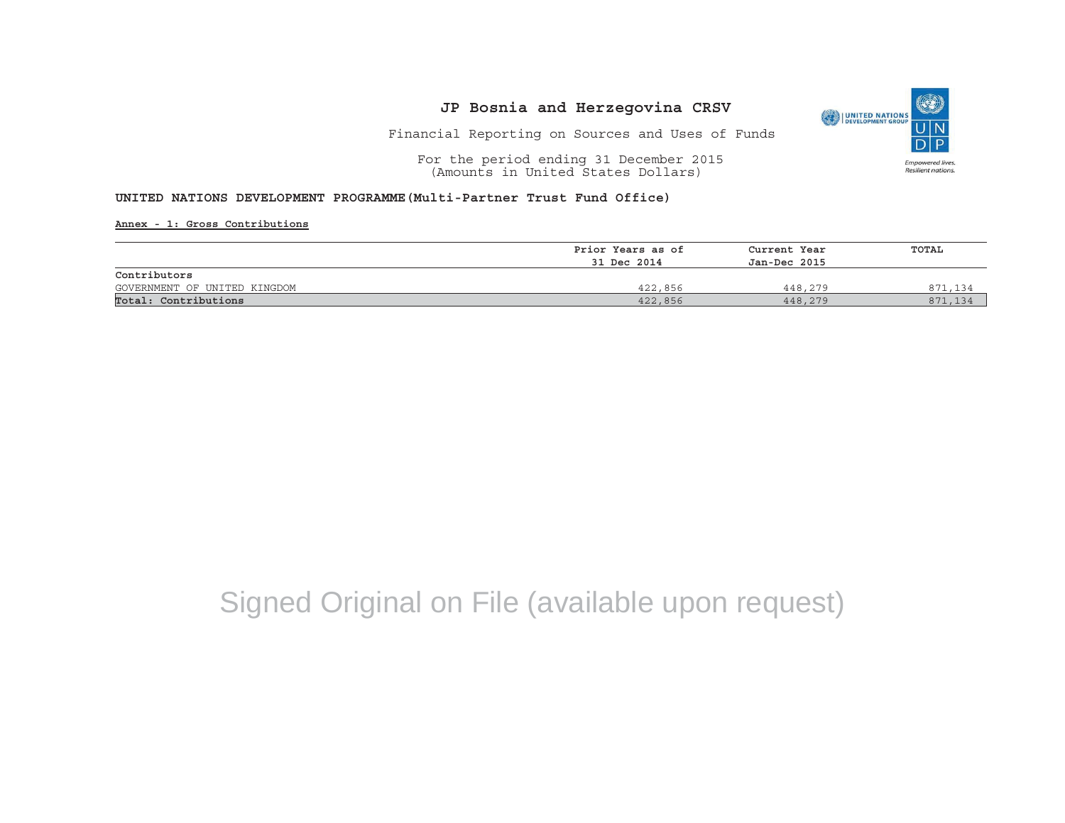# JP Bosnia and Herzegovina CRSV

Financial Reporting on Sources and Uses of Funds

For the period ending 31 December 2015
(Amounts in United States Dollars)

**UNITED NATIONS DEVELOPMENT PROGRAMME(Multi-Partner Trust Fund Office)**

**Annex - 1: Gross Contributions**

| | Prior Years as of 31 Dec 2014 | Current Year Jan-Dec 2015 | TOTAL |
|---|---|---|---|
| **Contributors** | | | |
| GOVERNMENT OF UNITED KINGDOM | 422,856 | 448,279 | 871,134 |
| **Total: Contributions** | 422,856 | 448,279 | 871,134 |

Signed Original on File (available upon request)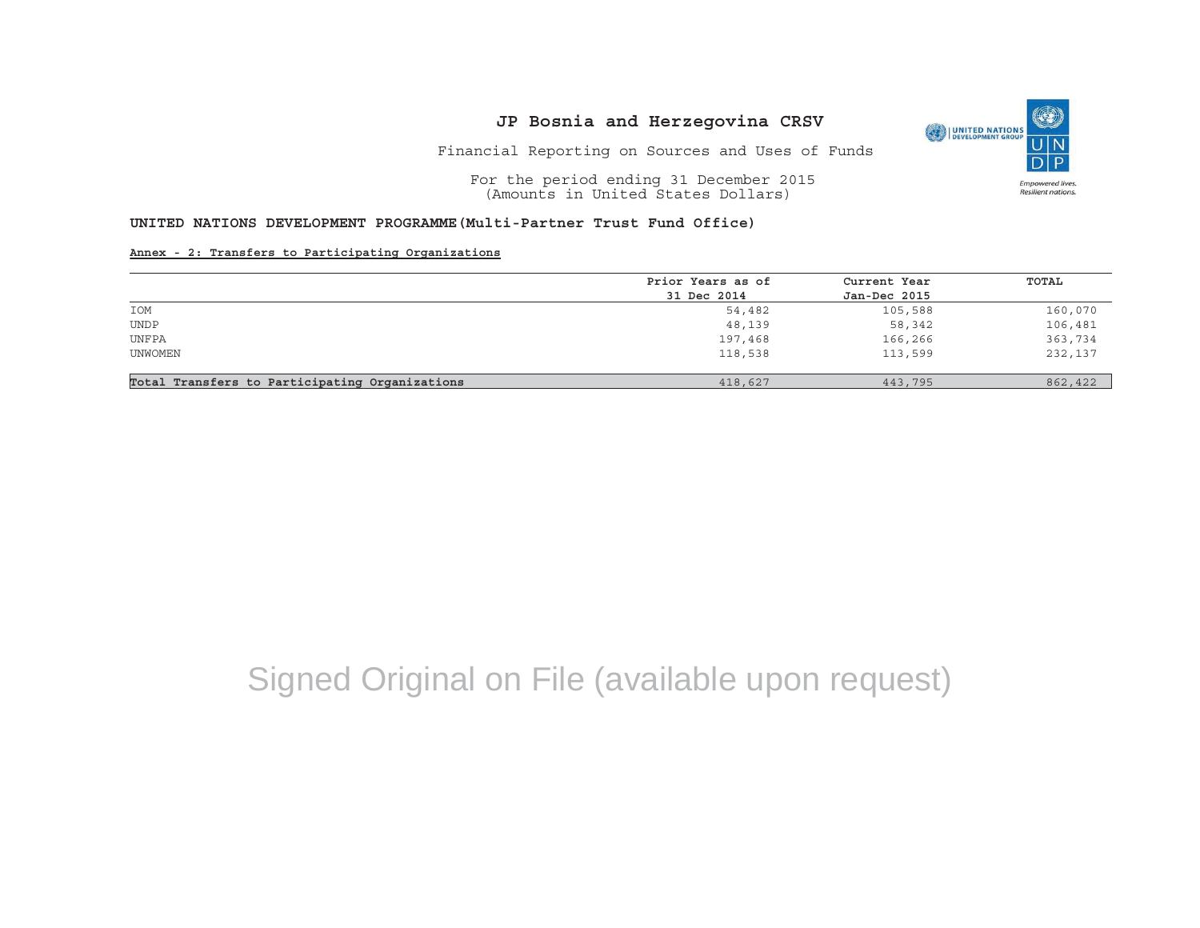# JP Bosnia and Herzegovina CRSV

Financial Reporting on Sources and Uses of Funds

For the period ending 31 December 2015
(Amounts in United States Dollars)

**UNITED NATIONS DEVELOPMENT PROGRAMME(Multi-Partner Trust Fund Office)**

**Annex - 2: Transfers to Participating Organizations**

| | Prior Years as of 31 Dec 2014 | Current Year Jan-Dec 2015 | TOTAL |
|---|---|---|---|
| IOM | 54,482 | 105,588 | 160,070 |
| UNDP | 48,139 | 58,342 | 106,481 |
| UNFPA | 197,468 | 166,266 | 363,734 |
| UNWOMEN | 118,538 | 113,599 | 232,137 |
| **Total Transfers to Participating Organizations** | 418,627 | 443,795 | 862,422 |

Signed Original on File (available upon request)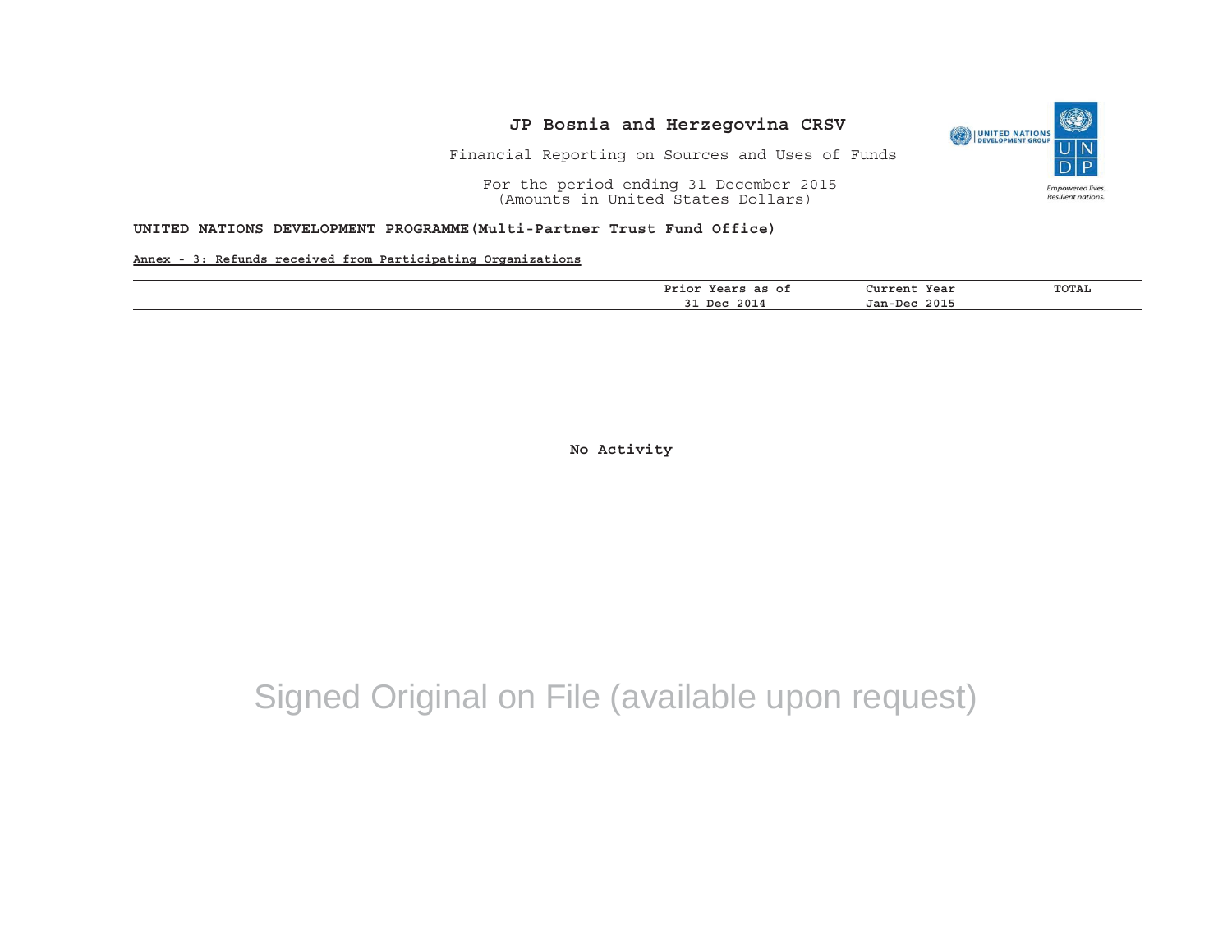# JP Bosnia and Herzegovina CRSV

Financial Reporting on Sources and Uses of Funds

For the period ending 31 December 2015
(Amounts in United States Dollars)

**UNITED NATIONS DEVELOPMENT PROGRAMME(Multi-Partner Trust Fund Office)**

**Annex - 3: Refunds received from Participating Organizations**

| | Prior Years as of 31 Dec 2014 | Current Year Jan-Dec 2015 | TOTAL |
|---|---|---|---|

**No Activity**

Signed Original on File (available upon request)